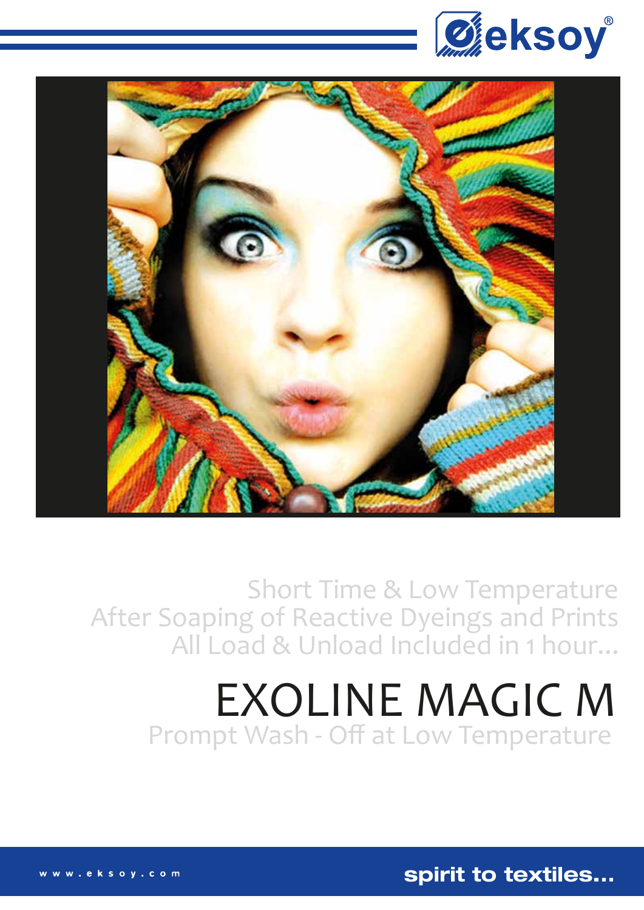Short Time & Low Temperature
After Soaping of Reactive Dyeings and Prints
All Load & Unload Included in 1 hour...

# EXOLINE MAGIC M

Prompt Wash - Off at Low Temperature

www.eksoy.com

spirit to textiles...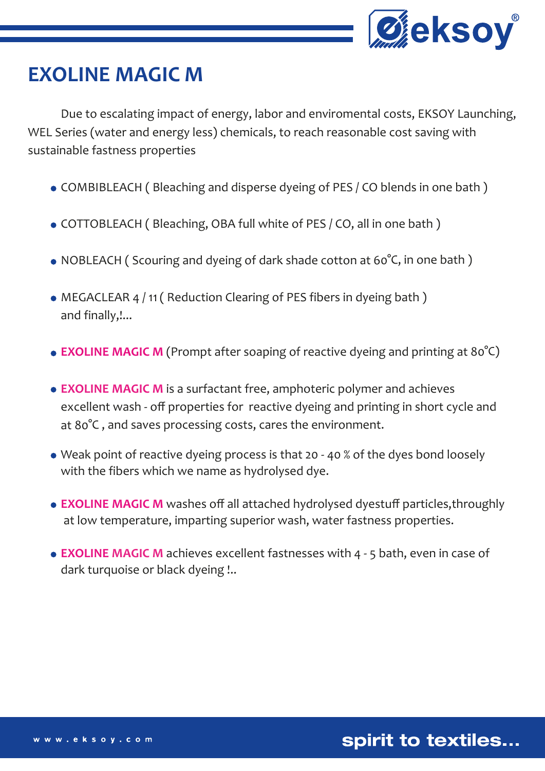# EXOLINE MAGIC M

Due to escalating impact of energy, labor and enviromental costs, EKSOY Launching, WEL Series (water and energy less) chemicals, to reach reasonable cost saving with sustainable fastness properties

- COMBIBLEACH ( Bleaching and disperse dyeing of PES / CO blends in one bath )
- COTTOBLEACH ( Bleaching, OBA full white of PES / CO, all in one bath )
- NOBLEACH ( Scouring and dyeing of dark shade cotton at 60°C, in one bath )
- MEGACLEAR 4 / 11 ( Reduction Clearing of PES fibers in dyeing bath ) and finally,!...
- **EXOLINE MAGIC M** (Prompt after soaping of reactive dyeing and printing at 80°C)
- **EXOLINE MAGIC M** is a surfactant free, amphoteric polymer and achieves excellent wash - off properties for reactive dyeing and printing in short cycle and at 80°C , and saves processing costs, cares the environment.
- Weak point of reactive dyeing process is that 20 - 40 % of the dyes bond loosely with the fibers which we name as hydrolysed dye.
- **EXOLINE MAGIC M** washes off all attached hydrolysed dyestuff particles,throughly at low temperature, imparting superior wash, water fastness properties.
- **EXOLINE MAGIC M** achieves excellent fastnesses with 4 - 5 bath, even in case of dark turquoise or black dyeing !..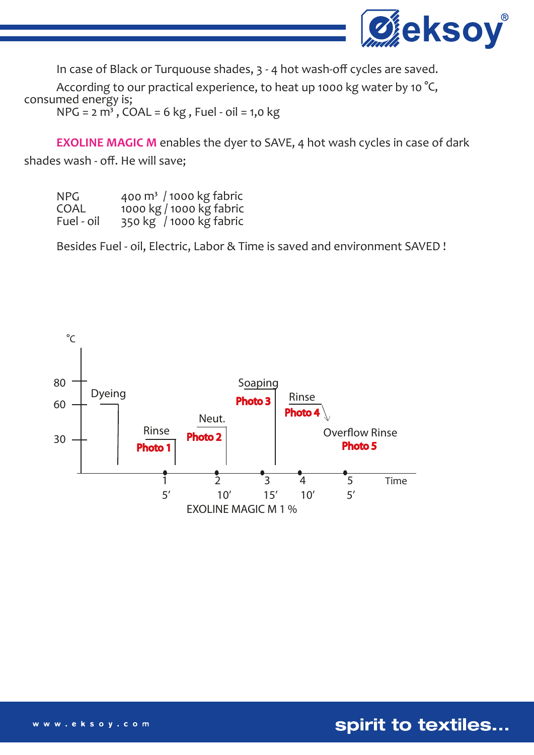In case of Black or Turquouse shades, 3 - 4 hot wash-off cycles are saved.

According to our practical experience, to heat up 1000 kg water by 10 °C, consumed energy is;

NPG = 2 m³ , COAL = 6 kg , Fuel - oil = 1,0 kg

**EXOLINE MAGIC M** enables the dyer to SAVE, 4 hot wash cycles in case of dark shades wash - off. He will save;

| | |
|---|---|
| NPG | 400 m³ / 1000 kg fabric |
| COAL | 1000 kg / 1000 kg fabric |
| Fuel - oil | 350 kg / 1000 kg fabric |

Besides Fuel - oil, Electric, Labor & Time is saved and environment SAVED !

°C

80
60
30

Dyeing

Rinse
Photo 1

Neut.
Photo 2

Soaping
Photo 3

Rinse
Photo 4

Overflow Rinse
Photo 5

| 1 | 2 | 3 | 4 | 5 | Time |
|---|---|---|---|---|---|
| 5′ | 10′ | 15′ | 10′ | 5′ | |

EXOLINE MAGIC M 1 %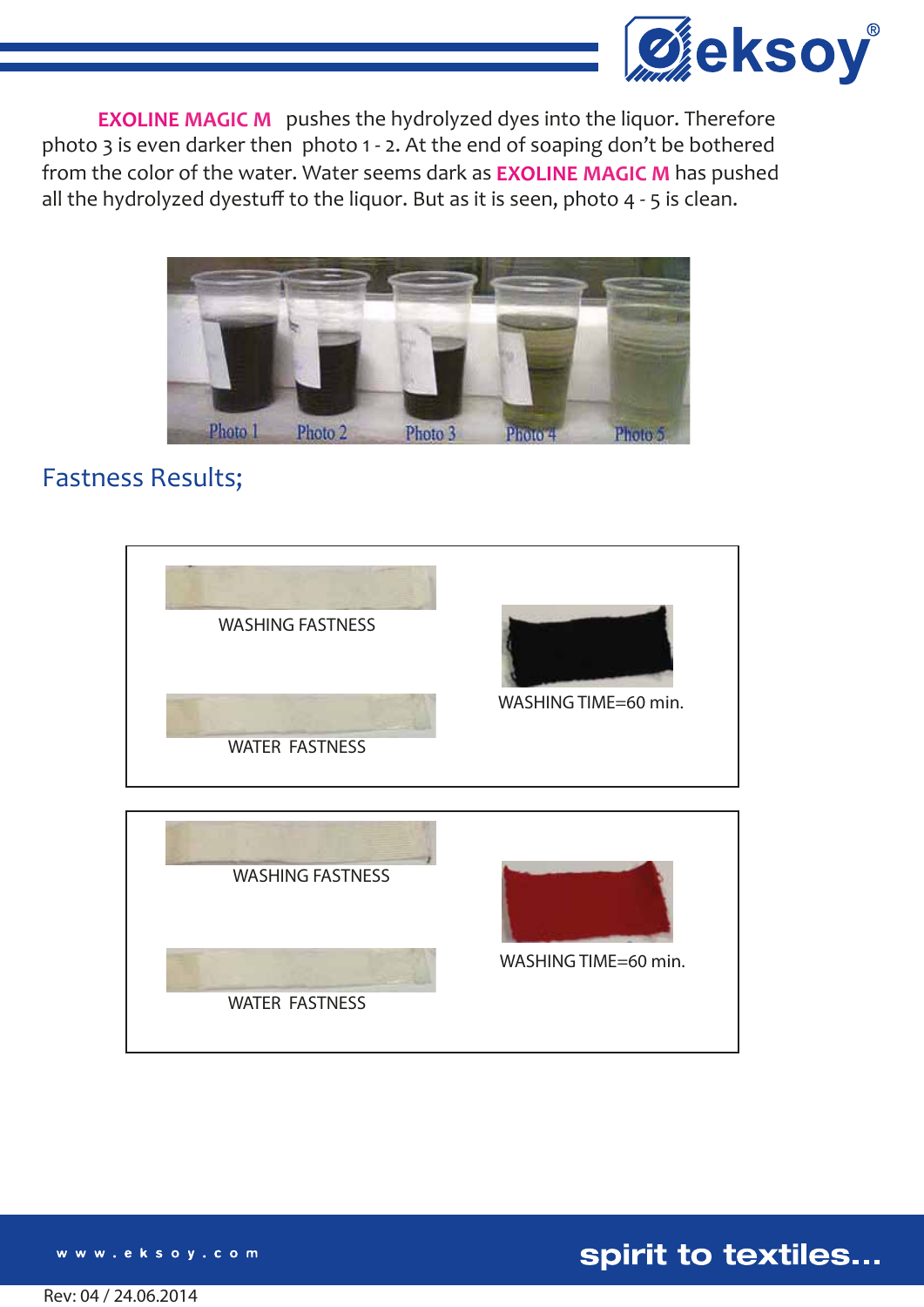**EXOLINE MAGIC M** pushes the hydrolyzed dyes into the liquor. Therefore photo 3 is even darker then photo 1 - 2. At the end of soaping don't be bothered from the color of the water. Water seems dark as **EXOLINE MAGIC M** has pushed all the hydrolyzed dyestuff to the liquor. But as it is seen, photo 4 - 5 is clean.

Photo 1 Photo 2 Photo 3 Photo 4 Photo 5

## Fastness Results;

WASHING FASTNESS

WATER FASTNESS

WASHING TIME=60 min.

WASHING FASTNESS

WATER FASTNESS

WASHING TIME=60 min.

Rev: 04 / 24.06.2014